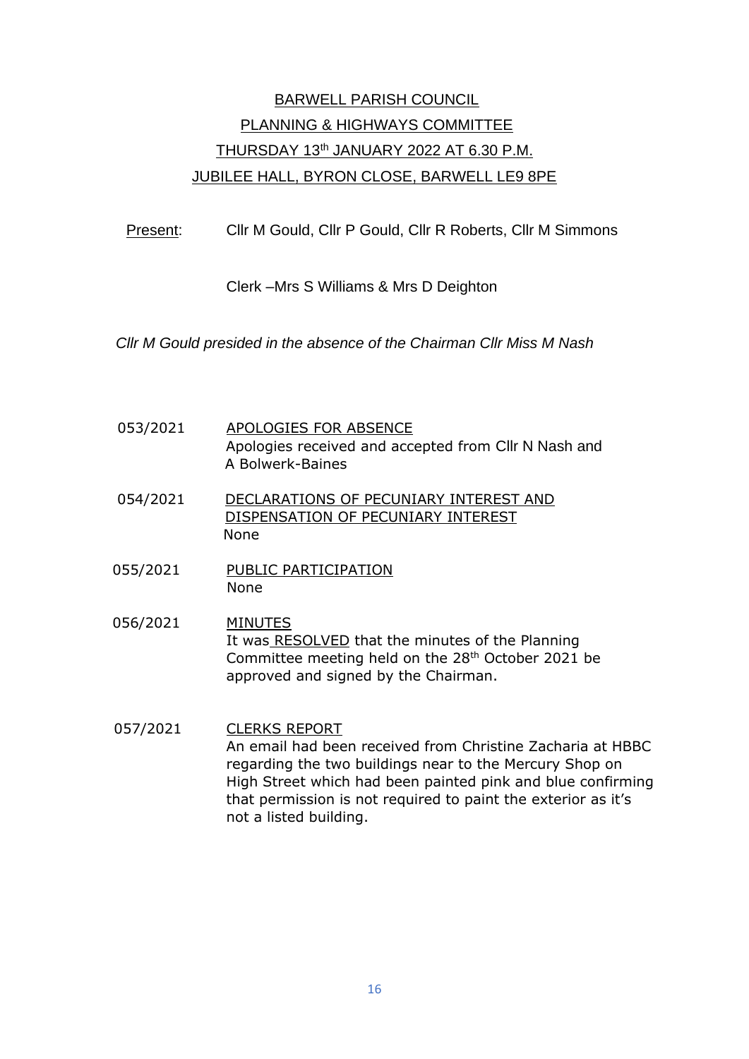# BARWELL PARISH COUNCIL

## PLANNING & HIGHWAYS COMMITTEE

## THURSDAY 13th JANUARY 2022 AT 6.30 P.M.

## JUBILEE HALL, BYRON CLOSE, BARWELL LE9 8PE

Present: Cllr M Gould, Cllr P Gould, Cllr R Roberts, Cllr M Simmons

Clerk –Mrs S Williams & Mrs D Deighton

*Cllr M Gould presided in the absence of the Chairman Cllr Miss M Nash*

**053/2021** APOLOGIES FOR ABSENCE

Apologies received and accepted from Cllr N Nash and A Bolwerk-Baines

**054/2021** DECLARATIONS OF PECUNIARY INTEREST AND DISPENSATION OF PECUNIARY INTEREST

None

**055/2021** PUBLIC PARTICIPATION

None

**056/2021** MINUTES

It was RESOLVED that the minutes of the Planning Committee meeting held on the 28th October 2021 be approved and signed by the Chairman.

**057/2021** CLERKS REPORT

An email had been received from Christine Zacharia at HBBC regarding the two buildings near to the Mercury Shop on High Street which had been painted pink and blue confirming that permission is not required to paint the exterior as it's not a listed building.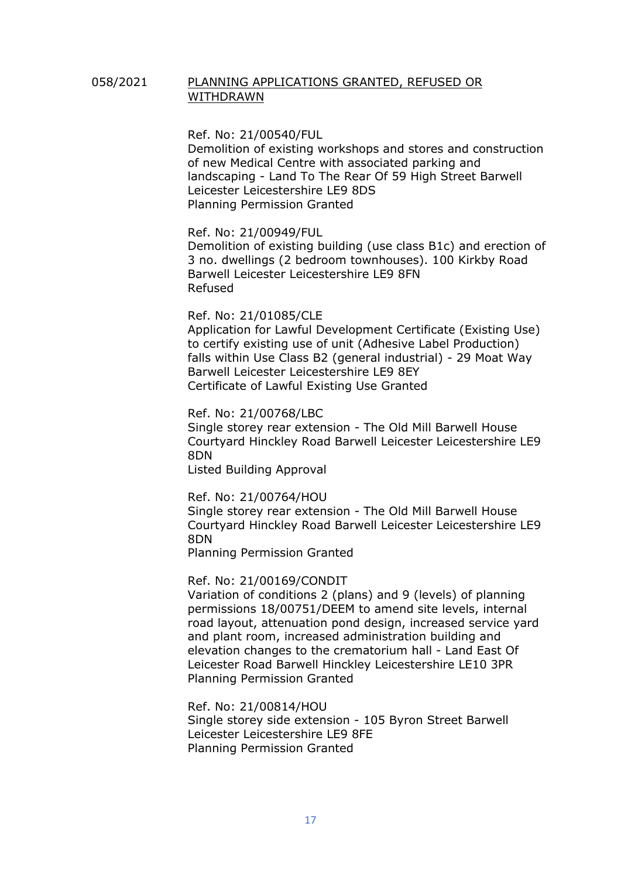058/2021 <u>PLANNING APPLICATIONS GRANTED, REFUSED OR WITHDRAWN</u>

Ref. No: 21/00540/FUL
Demolition of existing workshops and stores and construction of new Medical Centre with associated parking and landscaping - Land To The Rear Of 59 High Street Barwell Leicester Leicestershire LE9 8DS
Planning Permission Granted

Ref. No: 21/00949/FUL
Demolition of existing building (use class B1c) and erection of 3 no. dwellings (2 bedroom townhouses). 100 Kirkby Road Barwell Leicester Leicestershire LE9 8FN
Refused

Ref. No: 21/01085/CLE
Application for Lawful Development Certificate (Existing Use) to certify existing use of unit (Adhesive Label Production) falls within Use Class B2 (general industrial) - 29 Moat Way Barwell Leicester Leicestershire LE9 8EY
Certificate of Lawful Existing Use Granted

Ref. No: 21/00768/LBC
Single storey rear extension - The Old Mill Barwell House Courtyard Hinckley Road Barwell Leicester Leicestershire LE9 8DN
Listed Building Approval

Ref. No: 21/00764/HOU
Single storey rear extension - The Old Mill Barwell House Courtyard Hinckley Road Barwell Leicester Leicestershire LE9 8DN
Planning Permission Granted

Ref. No: 21/00169/CONDIT
Variation of conditions 2 (plans) and 9 (levels) of planning permissions 18/00751/DEEM to amend site levels, internal road layout, attenuation pond design, increased service yard and plant room, increased administration building and elevation changes to the crematorium hall - Land East Of Leicester Road Barwell Hinckley Leicestershire LE10 3PR
Planning Permission Granted

Ref. No: 21/00814/HOU
Single storey side extension - 105 Byron Street Barwell Leicester Leicestershire LE9 8FE
Planning Permission Granted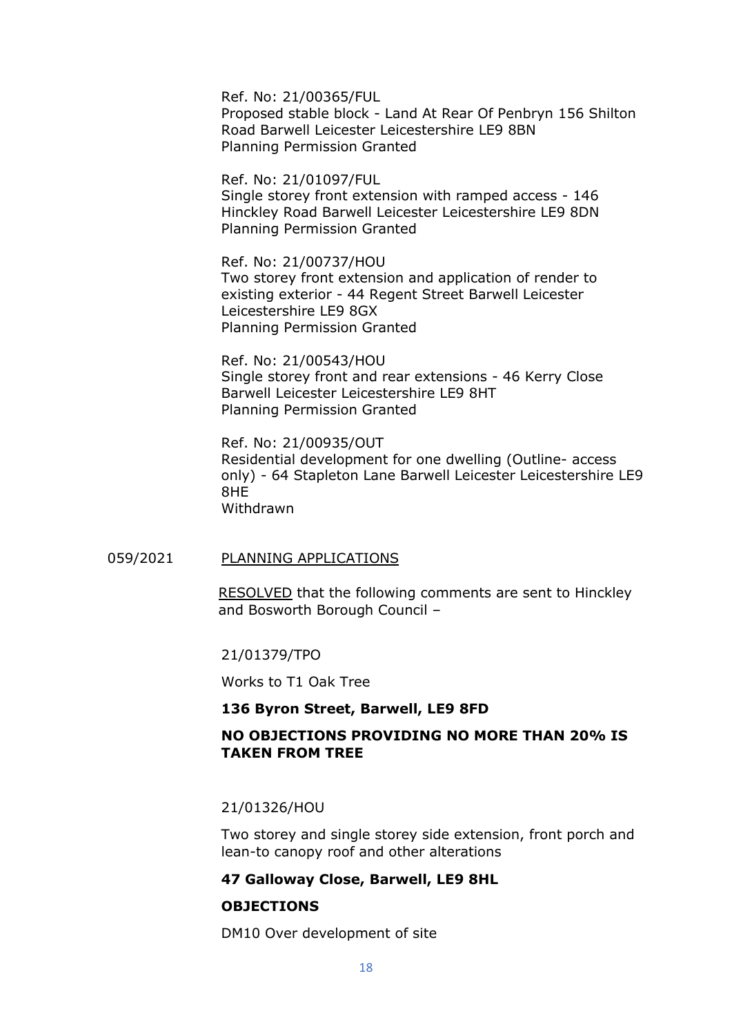Ref. No: 21/00365/FUL
Proposed stable block - Land At Rear Of Penbryn 156 Shilton Road Barwell Leicester Leicestershire LE9 8BN
Planning Permission Granted

Ref. No: 21/01097/FUL
Single storey front extension with ramped access - 146 Hinckley Road Barwell Leicester Leicestershire LE9 8DN
Planning Permission Granted

Ref. No: 21/00737/HOU
Two storey front extension and application of render to existing exterior - 44 Regent Street Barwell Leicester Leicestershire LE9 8GX
Planning Permission Granted

Ref. No: 21/00543/HOU
Single storey front and rear extensions - 46 Kerry Close Barwell Leicester Leicestershire LE9 8HT
Planning Permission Granted

Ref. No: 21/00935/OUT
Residential development for one dwelling (Outline- access only) - 64 Stapleton Lane Barwell Leicester Leicestershire LE9 8HE
Withdrawn

059/2021 PLANNING APPLICATIONS

RESOLVED that the following comments are sent to Hinckley and Bosworth Borough Council –

21/01379/TPO

Works to T1 Oak Tree

**136 Byron Street, Barwell, LE9 8FD**

**NO OBJECTIONS PROVIDING NO MORE THAN 20% IS TAKEN FROM TREE**

21/01326/HOU

Two storey and single storey side extension, front porch and lean-to canopy roof and other alterations

**47 Galloway Close, Barwell, LE9 8HL**

**OBJECTIONS**

DM10 Over development of site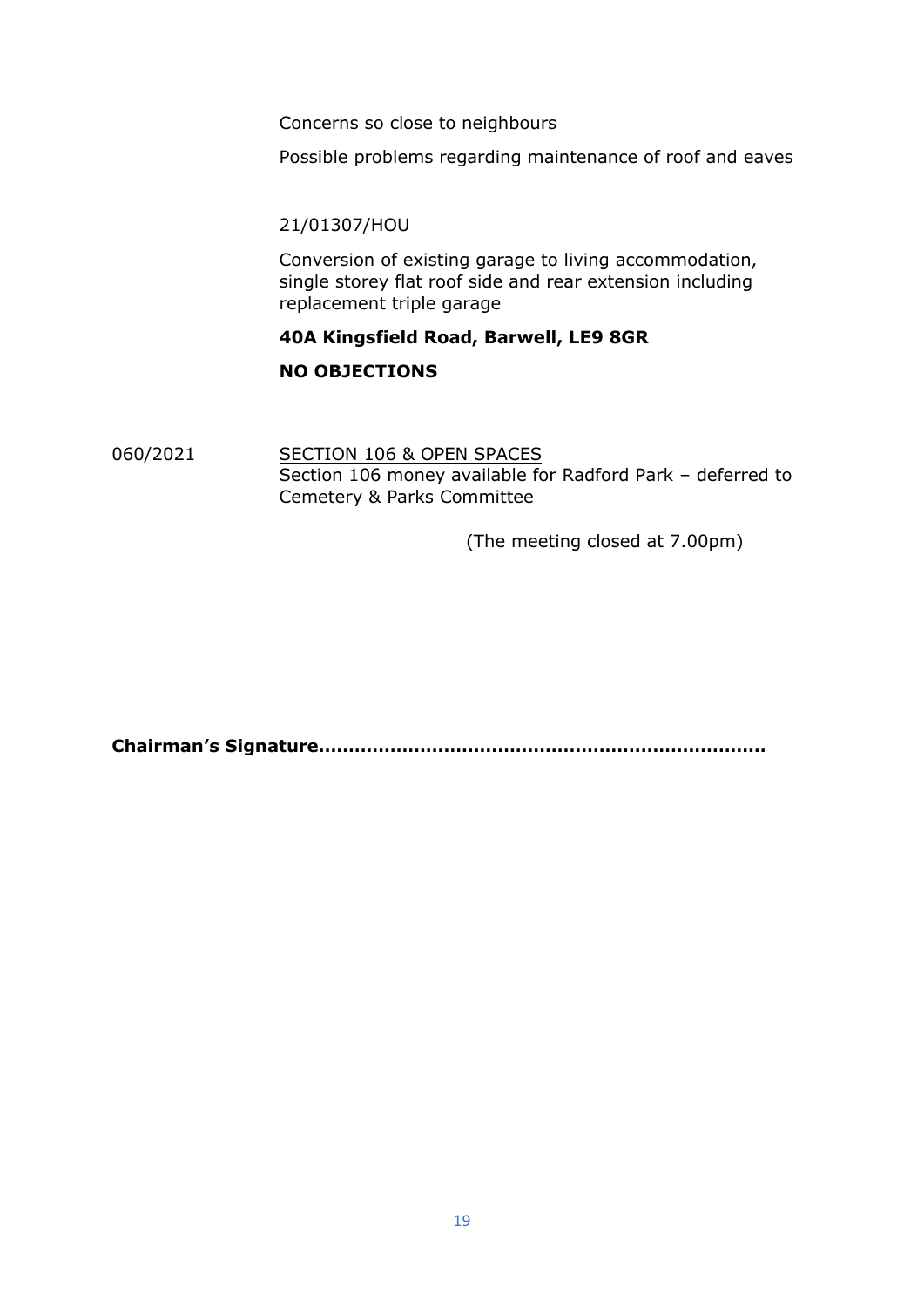Concerns so close to neighbours

Possible problems regarding maintenance of roof and eaves

21/01307/HOU

Conversion of existing garage to living accommodation, single storey flat roof side and rear extension including replacement triple garage

**40A Kingsfield Road, Barwell, LE9 8GR**

**NO OBJECTIONS**

060/2021 SECTION 106 & OPEN SPACES

Section 106 money available for Radford Park – deferred to Cemetery & Parks Committee

(The meeting closed at 7.00pm)

**Chairman's Signature……………………………………………………………….**